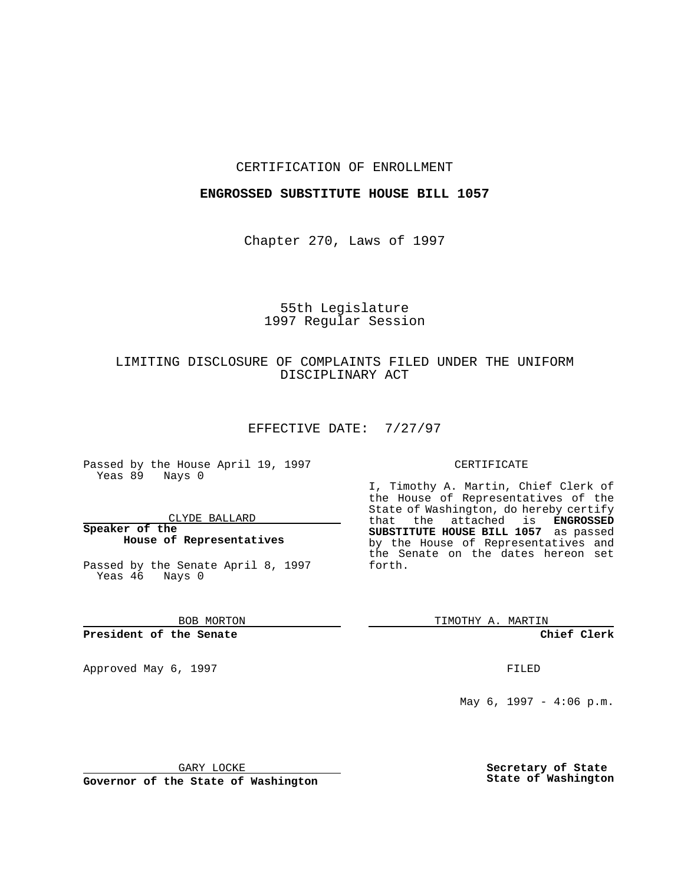CERTIFICATION OF ENROLLMENT

**ENGROSSED SUBSTITUTE HOUSE BILL 1057**

Chapter 270, Laws of 1997

55th Legislature
1997 Regular Session

LIMITING DISCLOSURE OF COMPLAINTS FILED UNDER THE UNIFORM DISCIPLINARY ACT

EFFECTIVE DATE: 7/27/97

Passed by the House April 19, 1997
Yeas 89 Nays 0

CLYDE BALLARD

**Speaker of the House of Representatives**

Passed by the Senate April 8, 1997
Yeas 46 Nays 0

BOB MORTON

**President of the Senate**

Approved May 6, 1997

GARY LOCKE

**Governor of the State of Washington**

CERTIFICATE

I, Timothy A. Martin, Chief Clerk of the House of Representatives of the State of Washington, do hereby certify that the attached is **ENGROSSED SUBSTITUTE HOUSE BILL 1057** as passed by the House of Representatives and the Senate on the dates hereon set forth.

TIMOTHY A. MARTIN

**Chief Clerk**

FILED

May 6, 1997 - 4:06 p.m.

**Secretary of State**
**State of Washington**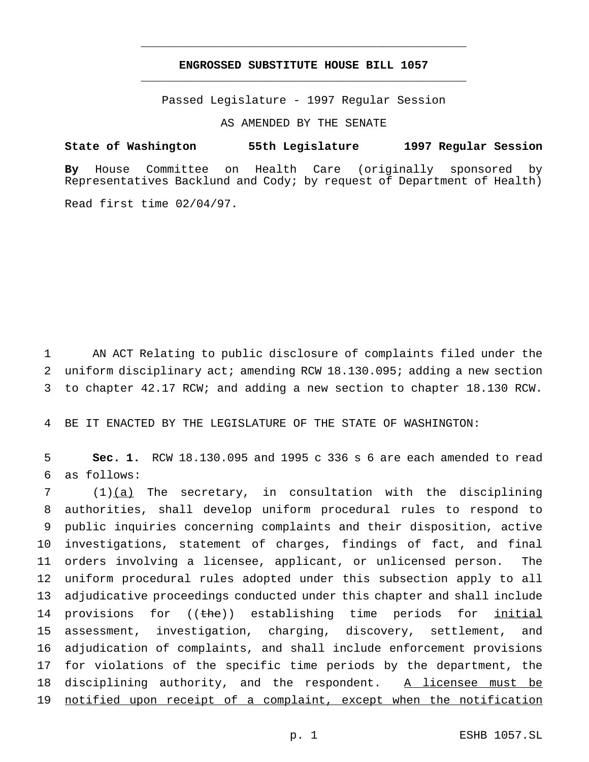# ENGROSSED SUBSTITUTE HOUSE BILL 1057

Passed Legislature - 1997 Regular Session

AS AMENDED BY THE SENATE

**State of Washington 55th Legislature 1997 Regular Session**

**By** House Committee on Health Care (originally sponsored by Representatives Backlund and Cody; by request of Department of Health)

Read first time 02/04/97.

1 AN ACT Relating to public disclosure of complaints filed under the
2 uniform disciplinary act; amending RCW 18.130.095; adding a new section
3 to chapter 42.17 RCW; and adding a new section to chapter 18.130 RCW.

4 BE IT ENACTED BY THE LEGISLATURE OF THE STATE OF WASHINGTON:

5 **Sec. 1.** RCW 18.130.095 and 1995 c 336 s 6 are each amended to read
6 as follows:
7 (1)<u>(a)</u> The secretary, in consultation with the disciplining
8 authorities, shall develop uniform procedural rules to respond to
9 public inquiries concerning complaints and their disposition, active
10 investigations, statement of charges, findings of fact, and final
11 orders involving a licensee, applicant, or unlicensed person. The
12 uniform procedural rules adopted under this subsection apply to all
13 adjudicative proceedings conducted under this chapter and shall include
14 provisions for ((~~the~~)) establishing time periods for <u>initial</u>
15 assessment, investigation, charging, discovery, settlement, and
16 adjudication of complaints, and shall include enforcement provisions
17 for violations of the specific time periods by the department, the
18 disciplining authority, and the respondent. <u>A licensee must be</u>
19 <u>notified upon receipt of a complaint, except when the notification</u>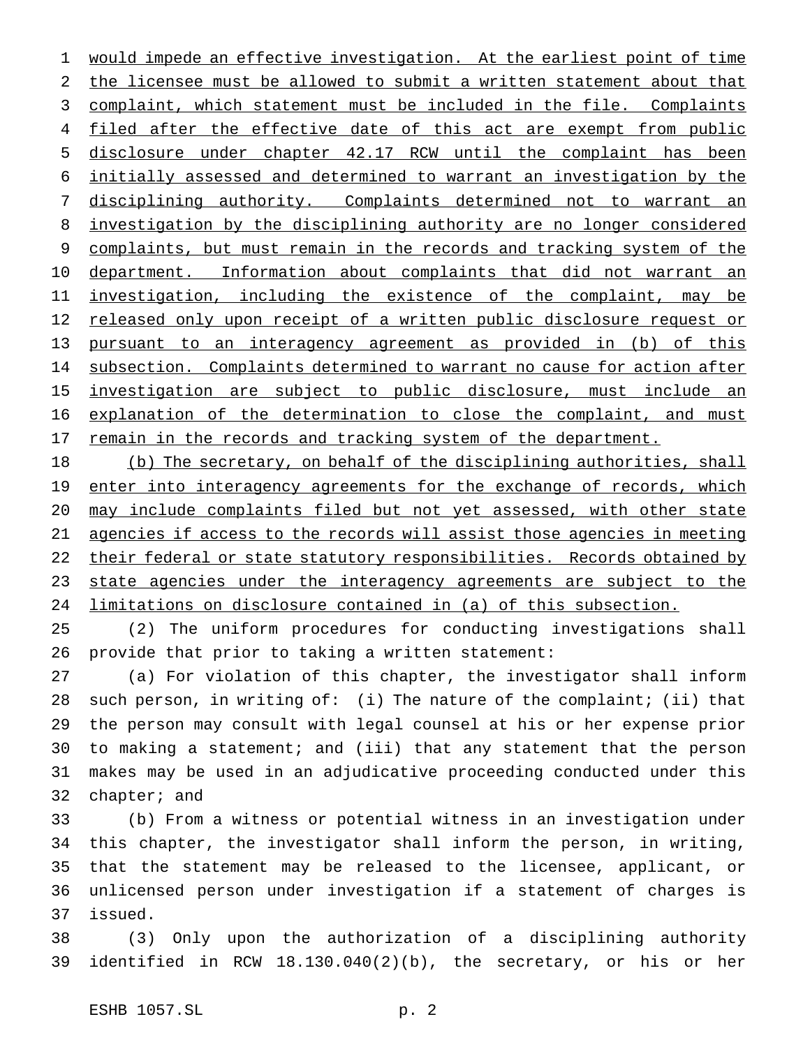would impede an effective investigation. At the earliest point of time the licensee must be allowed to submit a written statement about that complaint, which statement must be included in the file. Complaints filed after the effective date of this act are exempt from public disclosure under chapter 42.17 RCW until the complaint has been initially assessed and determined to warrant an investigation by the disciplining authority. Complaints determined not to warrant an investigation by the disciplining authority are no longer considered complaints, but must remain in the records and tracking system of the department. Information about complaints that did not warrant an investigation, including the existence of the complaint, may be released only upon receipt of a written public disclosure request or pursuant to an interagency agreement as provided in (b) of this subsection. Complaints determined to warrant no cause for action after investigation are subject to public disclosure, must include an explanation of the determination to close the complaint, and must remain in the records and tracking system of the department.

(b) The secretary, on behalf of the disciplining authorities, shall enter into interagency agreements for the exchange of records, which may include complaints filed but not yet assessed, with other state agencies if access to the records will assist those agencies in meeting their federal or state statutory responsibilities. Records obtained by state agencies under the interagency agreements are subject to the limitations on disclosure contained in (a) of this subsection.

(2) The uniform procedures for conducting investigations shall provide that prior to taking a written statement:

(a) For violation of this chapter, the investigator shall inform such person, in writing of: (i) The nature of the complaint; (ii) that the person may consult with legal counsel at his or her expense prior to making a statement; and (iii) that any statement that the person makes may be used in an adjudicative proceeding conducted under this chapter; and

(b) From a witness or potential witness in an investigation under this chapter, the investigator shall inform the person, in writing, that the statement may be released to the licensee, applicant, or unlicensed person under investigation if a statement of charges is issued.

(3) Only upon the authorization of a disciplining authority identified in RCW 18.130.040(2)(b), the secretary, or his or her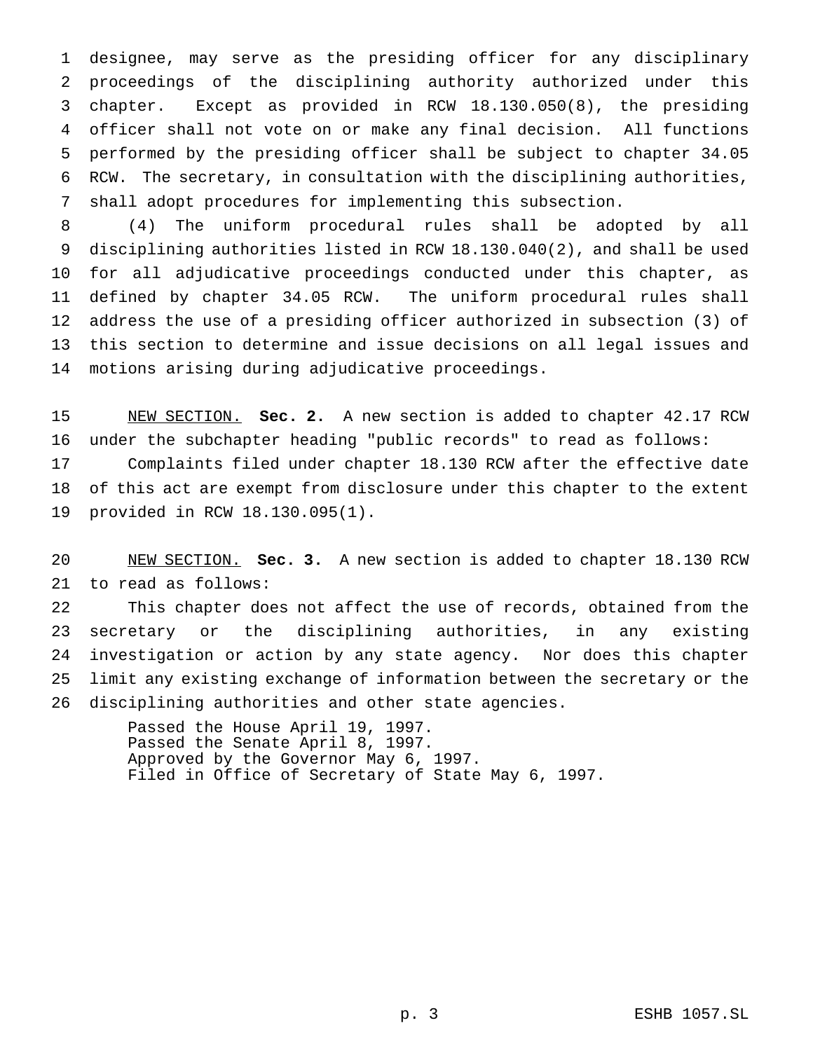designee, may serve as the presiding officer for any disciplinary proceedings of the disciplining authority authorized under this chapter. Except as provided in RCW 18.130.050(8), the presiding officer shall not vote on or make any final decision. All functions performed by the presiding officer shall be subject to chapter 34.05 RCW. The secretary, in consultation with the disciplining authorities, shall adopt procedures for implementing this subsection.

(4) The uniform procedural rules shall be adopted by all disciplining authorities listed in RCW 18.130.040(2), and shall be used for all adjudicative proceedings conducted under this chapter, as defined by chapter 34.05 RCW. The uniform procedural rules shall address the use of a presiding officer authorized in subsection (3) of this section to determine and issue decisions on all legal issues and motions arising during adjudicative proceedings.

NEW SECTION. **Sec. 2.** A new section is added to chapter 42.17 RCW under the subchapter heading "public records" to read as follows:

Complaints filed under chapter 18.130 RCW after the effective date of this act are exempt from disclosure under this chapter to the extent provided in RCW 18.130.095(1).

NEW SECTION. **Sec. 3.** A new section is added to chapter 18.130 RCW to read as follows:

This chapter does not affect the use of records, obtained from the secretary or the disciplining authorities, in any existing investigation or action by any state agency. Nor does this chapter limit any existing exchange of information between the secretary or the disciplining authorities and other state agencies.

Passed the House April 19, 1997.
Passed the Senate April 8, 1997.
Approved by the Governor May 6, 1997.
Filed in Office of Secretary of State May 6, 1997.